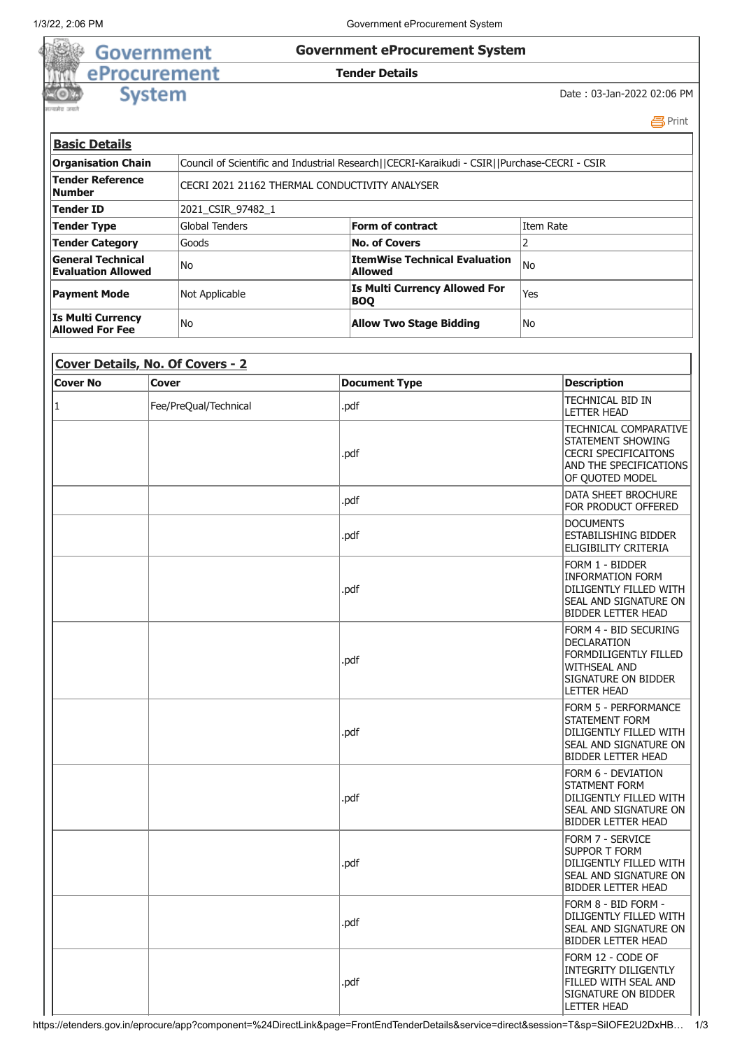# Government eProcurement System

**Tender Details**

Date : 03-Jan-2022 02:06 PM

## Basic Details

| | | | |
|---|---|---|---|
| **Organisation Chain** | Council of Scientific and Industrial Research\|\|CECRI-Karaikudi - CSIR\|\|Purchase-CECRI - CSIR | | |
| **Tender Reference Number** | CECRI 2021 21162 THERMAL CONDUCTIVITY ANALYSER | | |
| **Tender ID** | 2021_CSIR_97482_1 | | |
| **Tender Type** | Global Tenders | **Form of contract** | Item Rate |
| **Tender Category** | Goods | **No. of Covers** | 2 |
| **General Technical Evaluation Allowed** | No | **ItemWise Technical Evaluation Allowed** | No |
| **Payment Mode** | Not Applicable | **Is Multi Currency Allowed For BOQ** | Yes |
| **Is Multi Currency Allowed For Fee** | No | **Allow Two Stage Bidding** | No |

## Cover Details, No. Of Covers - 2

| Cover No | Cover | Document Type | Description |
|---|---|---|---|
| 1 | Fee/PreQual/Technical | .pdf | TECHNICAL BID IN LETTER HEAD |
| | | .pdf | TECHNICAL COMPARATIVE STATEMENT SHOWING CECRI SPECIFICAITONS AND THE SPECIFICATIONS OF QUOTED MODEL |
| | | .pdf | DATA SHEET BROCHURE FOR PRODUCT OFFERED |
| | | .pdf | DOCUMENTS ESTABILISHING BIDDER ELIGIBILITY CRITERIA |
| | | .pdf | FORM 1 - BIDDER INFORMATION FORM DILIGENTLY FILLED WITH SEAL AND SIGNATURE ON BIDDER LETTER HEAD |
| | | .pdf | FORM 4 - BID SECURING DECLARATION FORMDILIGENTLY FILLED WITHSEAL AND SIGNATURE ON BIDDER LETTER HEAD |
| | | .pdf | FORM 5 - PERFORMANCE STATEMENT FORM DILIGENTLY FILLED WITH SEAL AND SIGNATURE ON BIDDER LETTER HEAD |
| | | .pdf | FORM 6 - DEVIATION STATMENT FORM DILIGENTLY FILLED WITH SEAL AND SIGNATURE ON BIDDER LETTER HEAD |
| | | .pdf | FORM 7 - SERVICE SUPPOR T FORM DILIGENTLY FILLED WITH SEAL AND SIGNATURE ON BIDDER LETTER HEAD |
| | | .pdf | FORM 8 - BID FORM - DILIGENTLY FILLED WITH SEAL AND SIGNATURE ON BIDDER LETTER HEAD |
| | | .pdf | FORM 12 - CODE OF INTEGRITY DILIGENTLY FILLED WITH SEAL AND SIGNATURE ON BIDDER LETTER HEAD |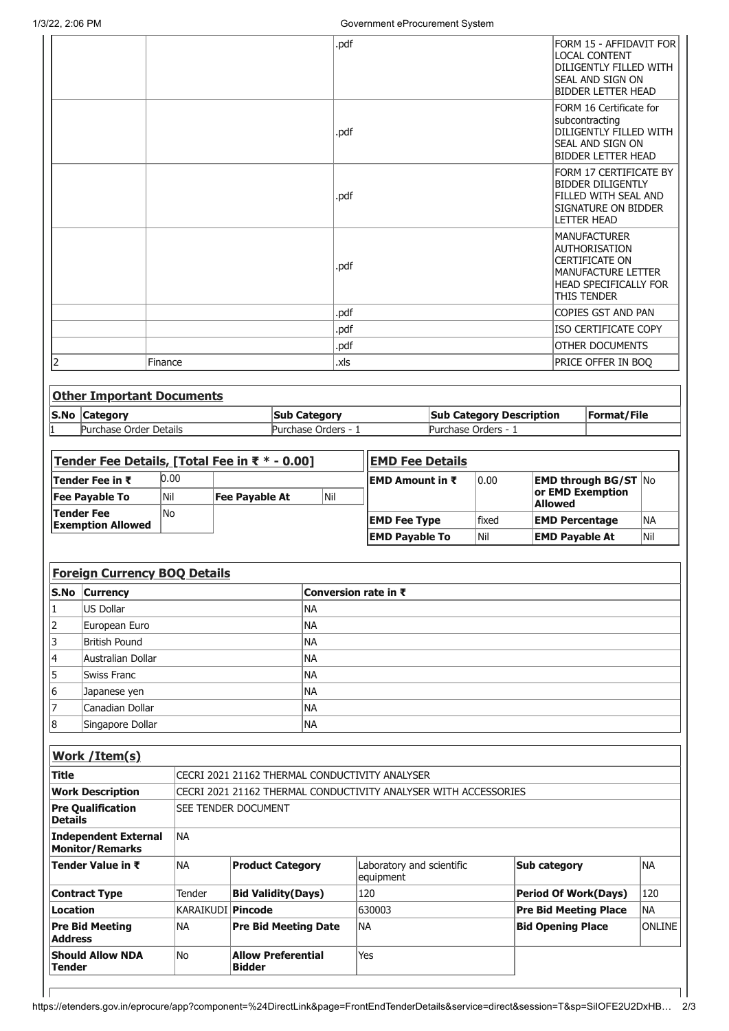| | | | |
|---|---|---|---|
| | | .pdf | FORM 15 - AFFIDAVIT FOR LOCAL CONTENT DILIGENTLY FILLED WITH SEAL AND SIGN ON BIDDER LETTER HEAD |
| | | .pdf | FORM 16 Certificate for subcontracting DILIGENTLY FILLED WITH SEAL AND SIGN ON BIDDER LETTER HEAD |
| | | .pdf | FORM 17 CERTIFICATE BY BIDDER DILIGENTLY FILLED WITH SEAL AND SIGNATURE ON BIDDER LETTER HEAD |
| | | .pdf | MANUFACTURER AUTHORISATION CERTIFICATE ON MANUFACTURE LETTER HEAD SPECIFICALLY FOR THIS TENDER |
| | | .pdf | COPIES GST AND PAN |
| | | .pdf | ISO CERTIFICATE COPY |
| | | .pdf | OTHER DOCUMENTS |
| 2 | Finance | .xls | PRICE OFFER IN BOQ |

## Other Important Documents

| S.No | Category | Sub Category | Sub Category Description | Format/File |
|---|---|---|---|---|
| 1 | Purchase Order Details | Purchase Orders - 1 | Purchase Orders - 1 | |

## Tender Fee Details, [Total Fee in ₹ * - 0.00]

| | | | |
|---|---|---|---|
| **Tender Fee in ₹** | 0.00 | | |
| **Fee Payable To** | Nil | **Fee Payable At** | Nil |
| **Tender Fee Exemption Allowed** | No | | |

## EMD Fee Details

| | | | |
|---|---|---|---|
| **EMD Amount in ₹** | 0.00 | **EMD through BG/ST or EMD Exemption Allowed** | No |
| **EMD Fee Type** | fixed | **EMD Percentage** | NA |
| **EMD Payable To** | Nil | **EMD Payable At** | Nil |

## Foreign Currency BOQ Details

| S.No | Currency | Conversion rate in ₹ |
|---|---|---|
| 1 | US Dollar | NA |
| 2 | European Euro | NA |
| 3 | British Pound | NA |
| 4 | Australian Dollar | NA |
| 5 | Swiss Franc | NA |
| 6 | Japanese yen | NA |
| 7 | Canadian Dollar | NA |
| 8 | Singapore Dollar | NA |

## Work /Item(s)

| | | | | | |
|---|---|---|---|---|---|
| **Title** | CECRI 2021 21162 THERMAL CONDUCTIVITY ANALYSER | | | | |
| **Work Description** | CECRI 2021 21162 THERMAL CONDUCTIVITY ANALYSER WITH ACCESSORIES | | | | |
| **Pre Qualification Details** | SEE TENDER DOCUMENT | | | | |
| **Independent External Monitor/Remarks** | NA | | | | |
| **Tender Value in ₹** | NA | **Product Category** | Laboratory and scientific equipment | **Sub category** | NA |
| **Contract Type** | Tender | **Bid Validity(Days)** | 120 | **Period Of Work(Days)** | 120 |
| **Location** | KARAIKUDI | **Pincode** | 630003 | **Pre Bid Meeting Place** | NA |
| **Pre Bid Meeting Address** | NA | **Pre Bid Meeting Date** | NA | **Bid Opening Place** | ONLINE |
| **Should Allow NDA Tender** | No | **Allow Preferential Bidder** | Yes | | |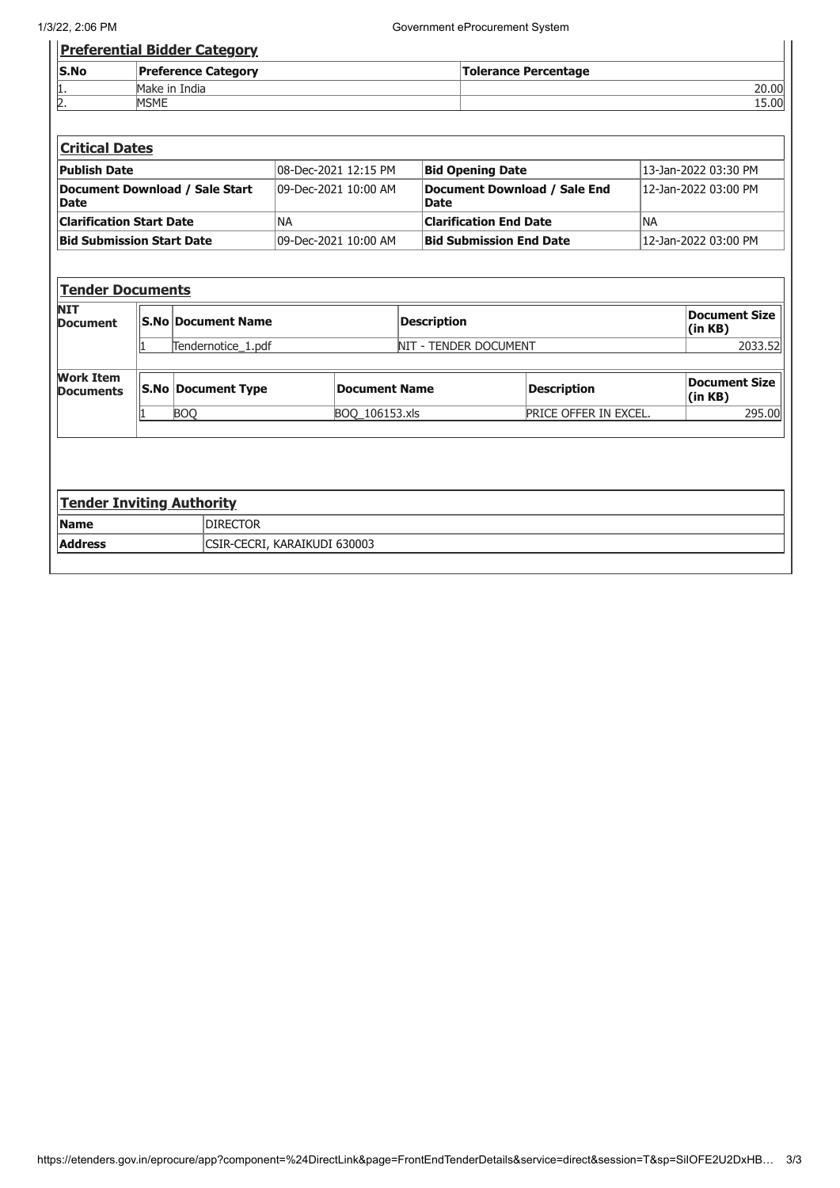## Preferential Bidder Category

| S.No | Preference Category | Tolerance Percentage |
|---|---|---|
| 1. | Make in India | 20.00 |
| 2. | MSME | 15.00 |

## Critical Dates

| | | | |
|---|---|---|---|
| **Publish Date** | 08-Dec-2021 12:15 PM | **Bid Opening Date** | 13-Jan-2022 03:30 PM |
| **Document Download / Sale Start Date** | 09-Dec-2021 10:00 AM | **Document Download / Sale End Date** | 12-Jan-2022 03:00 PM |
| **Clarification Start Date** | NA | **Clarification End Date** | NA |
| **Bid Submission Start Date** | 09-Dec-2021 10:00 AM | **Bid Submission End Date** | 12-Jan-2022 03:00 PM |

## Tender Documents

**NIT Document**

| S.No | Document Name | Description | Document Size (in KB) |
|---|---|---|---|
| 1 | Tendernotice_1.pdf | NIT - TENDER DOCUMENT | 2033.52 |

**Work Item Documents**

| S.No | Document Type | Document Name | Description | Document Size (in KB) |
|---|---|---|---|---|
| 1 | BOQ | BOQ_106153.xls | PRICE OFFER IN EXCEL. | 295.00 |

## Tender Inviting Authority

| | |
|---|---|
| **Name** | DIRECTOR |
| **Address** | CSIR-CECRI, KARAIKUDI 630003 |